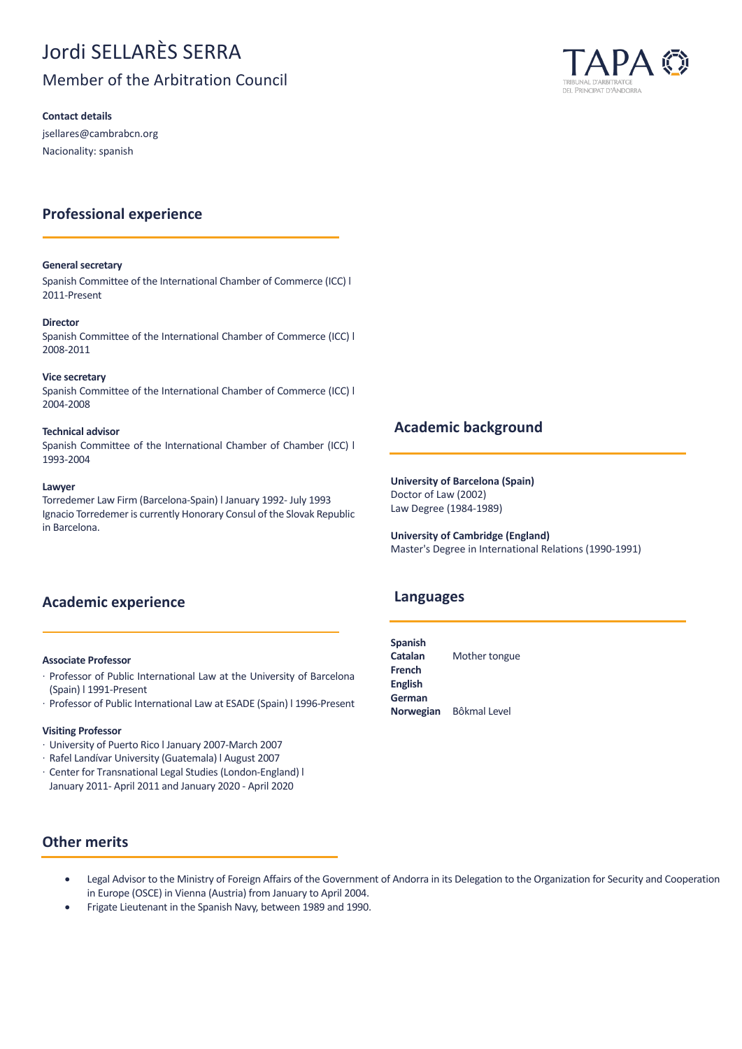# Jordi SELLARÈS SERRA

## Member of the Arbitration Council

TAPA
TRIBUNAL D'ARBITRATGE DEL PRINCIPAT D'ANDORRA

**Contact details**

jsellares@cambrabcn.org

Nacionality: spanish

## Professional experience

**General secretary**
Spanish Committee of the International Chamber of Commerce (ICC) l 2011-Present

**Director**
Spanish Committee of the International Chamber of Commerce (ICC) l 2008-2011

**Vice secretary**
Spanish Committee of the International Chamber of Commerce (ICC) l 2004-2008

**Technical advisor**
Spanish Committee of the International Chamber of Chamber (ICC) l 1993-2004

**Lawyer**
Torredemer Law Firm (Barcelona-Spain) l January 1992- July 1993
Ignacio Torredemer is currently Honorary Consul of the Slovak Republic in Barcelona.

## Academic experience

**Associate Professor**

- Professor of Public International Law at the University of Barcelona (Spain) l 1991-Present
- Professor of Public International Law at ESADE (Spain) l 1996-Present

**Visiting Professor**

- University of Puerto Rico l January 2007-March 2007
- Rafel Landívar University (Guatemala) l August 2007
- Center for Transnational Legal Studies (London-England) l January 2011- April 2011 and January 2020 - April 2020

## Academic background

**University of Barcelona (Spain)**
Doctor of Law (2002)
Law Degree (1984-1989)

**University of Cambridge (England)**
Master's Degree in International Relations (1990-1991)

## Languages

**Spanish**
**Catalan** Mother tongue
**French**
**English**
**German**
**Norwegian** Bôkmal Level

## Other merits

- Legal Advisor to the Ministry of Foreign Affairs of the Government of Andorra in its Delegation to the Organization for Security and Cooperation in Europe (OSCE) in Vienna (Austria) from January to April 2004.
- Frigate Lieutenant in the Spanish Navy, between 1989 and 1990.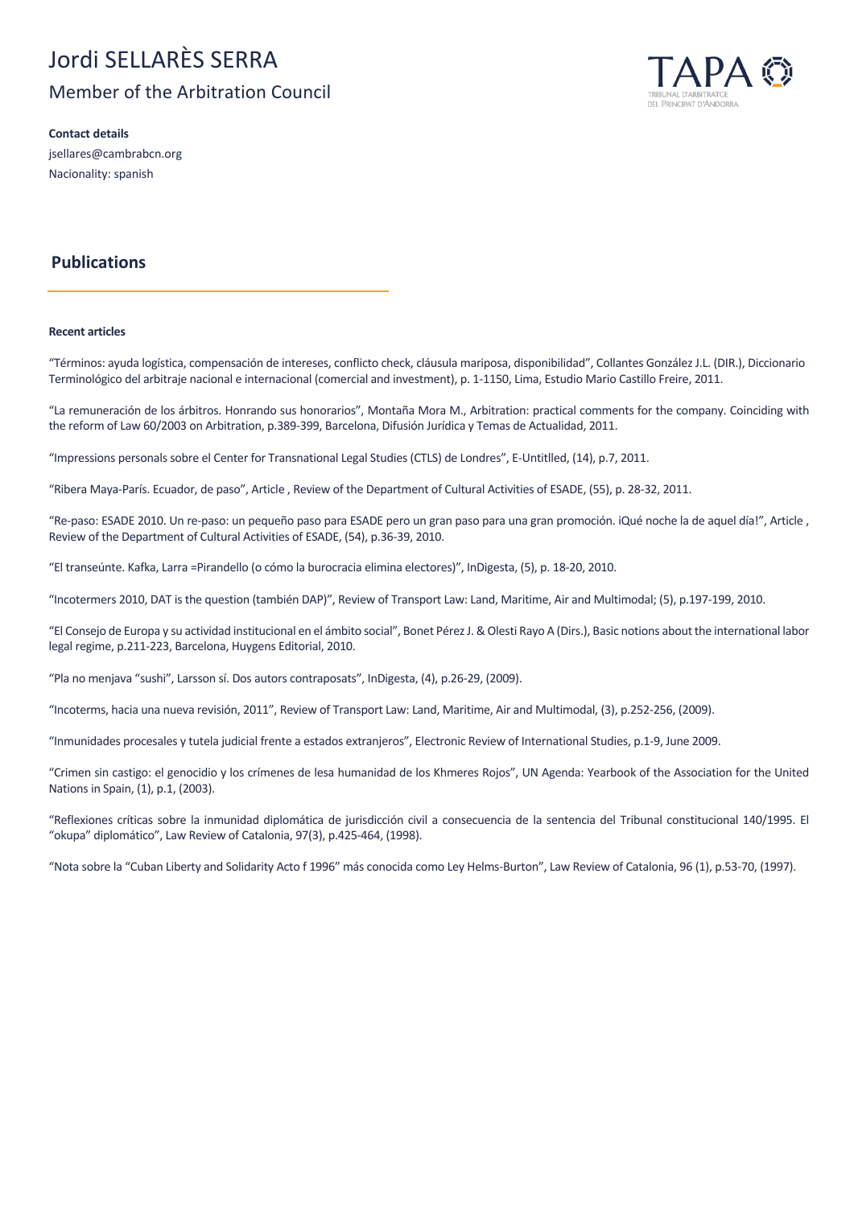# Jordi SELLARÈS SERRA

## Member of the Arbitration Council

**Contact details**

jsellares@cambrabcn.org

Nacionality: spanish

## Publications

**Recent articles**

"Términos: ayuda logística, compensación de intereses, conflicto check, cláusula mariposa, disponibilidad", Collantes González J.L. (DIR.), Diccionario Terminológico del arbitraje nacional e internacional (comercial and investment), p. 1-1150, Lima, Estudio Mario Castillo Freire, 2011.

"La remuneración de los árbitros. Honrando sus honorarios", Montaña Mora M., Arbitration: practical comments for the company. Coinciding with the reform of Law 60/2003 on Arbitration, p.389-399, Barcelona, Difusión Jurídica y Temas de Actualidad, 2011.

"Impressions personals sobre el Center for Transnational Legal Studies (CTLS) de Londres", E-Untitlled, (14), p.7, 2011.

"Ribera Maya-París. Ecuador, de paso", Article , Review of the Department of Cultural Activities of ESADE, (55), p. 28-32, 2011.

"Re-paso: ESADE 2010. Un re-paso: un pequeño paso para ESADE pero un gran paso para una gran promoción. iQué noche la de aquel día!", Article , Review of the Department of Cultural Activities of ESADE, (54), p.36-39, 2010.

"El transeúnte. Kafka, Larra =Pirandello (o cómo la burocracia elimina electores)", InDigesta, (5), p. 18-20, 2010.

"Incotermers 2010, DAT is the question (también DAP)", Review of Transport Law: Land, Maritime, Air and Multimodal; (5), p.197-199, 2010.

"El Consejo de Europa y su actividad institucional en el ámbito social", Bonet Pérez J. & Olesti Rayo A (Dirs.), Basic notions about the international labor legal regime, p.211-223, Barcelona, Huygens Editorial, 2010.

"Pla no menjava "sushi", Larsson sí. Dos autors contraposats", InDigesta, (4), p.26-29, (2009).

"Incoterms, hacia una nueva revisión, 2011", Review of Transport Law: Land, Maritime, Air and Multimodal, (3), p.252-256, (2009).

"Inmunidades procesales y tutela judicial frente a estados extranjeros", Electronic Review of International Studies, p.1-9, June 2009.

"Crimen sin castigo: el genocidio y los crímenes de lesa humanidad de los Khmeres Rojos", UN Agenda: Yearbook of the Association for the United Nations in Spain, (1), p.1, (2003).

"Reflexiones críticas sobre la inmunidad diplomática de jurisdicción civil a consecuencia de la sentencia del Tribunal constitucional 140/1995. El "okupa" diplomático", Law Review of Catalonia, 97(3), p.425-464, (1998).

"Nota sobre la "Cuban Liberty and Solidarity Acto f 1996" más conocida como Ley Helms-Burton", Law Review of Catalonia, 96 (1), p.53-70, (1997).